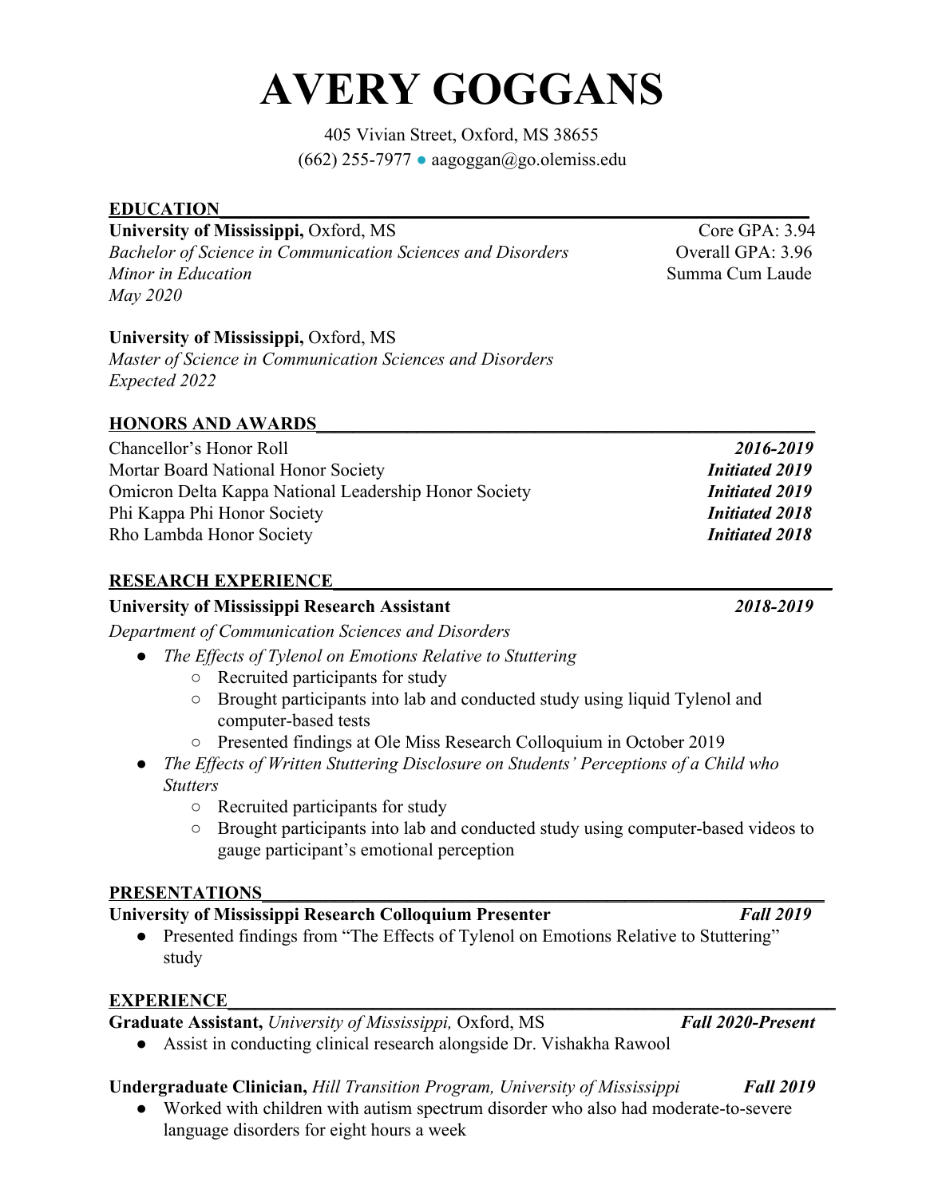# AVERY GOGGANS

405 Vivian Street, Oxford, MS 38655
(662) 255-7977 ● aagoggan@go.olemiss.edu

## EDUCATION

**University of Mississippi,** Oxford, MS — Core GPA: 3.94
*Bachelor of Science in Communication Sciences and Disorders* — Overall GPA: 3.96
*Minor in Education* — Summa Cum Laude
*May 2020*

**University of Mississippi,** Oxford, MS
*Master of Science in Communication Sciences and Disorders*
*Expected 2022*

## HONORS AND AWARDS

Chancellor's Honor Roll — ***2016-2019***
Mortar Board National Honor Society — ***Initiated 2019***
Omicron Delta Kappa National Leadership Honor Society — ***Initiated 2019***
Phi Kappa Phi Honor Society — ***Initiated 2018***
Rho Lambda Honor Society — ***Initiated 2018***

## RESEARCH EXPERIENCE

**University of Mississippi Research Assistant** — ***2018-2019***
*Department of Communication Sciences and Disorders*

- *The Effects of Tylenol on Emotions Relative to Stuttering*
  - Recruited participants for study
  - Brought participants into lab and conducted study using liquid Tylenol and computer-based tests
  - Presented findings at Ole Miss Research Colloquium in October 2019
- *The Effects of Written Stuttering Disclosure on Students' Perceptions of a Child who Stutters*
  - Recruited participants for study
  - Brought participants into lab and conducted study using computer-based videos to gauge participant's emotional perception

## PRESENTATIONS

**University of Mississippi Research Colloquium Presenter** — ***Fall 2019***

- Presented findings from "The Effects of Tylenol on Emotions Relative to Stuttering" study

## EXPERIENCE

**Graduate Assistant,** *University of Mississippi,* Oxford, MS — ***Fall 2020-Present***

- Assist in conducting clinical research alongside Dr. Vishakha Rawool

**Undergraduate Clinician,** *Hill Transition Program, University of Mississippi* — ***Fall 2019***

- Worked with children with autism spectrum disorder who also had moderate-to-severe language disorders for eight hours a week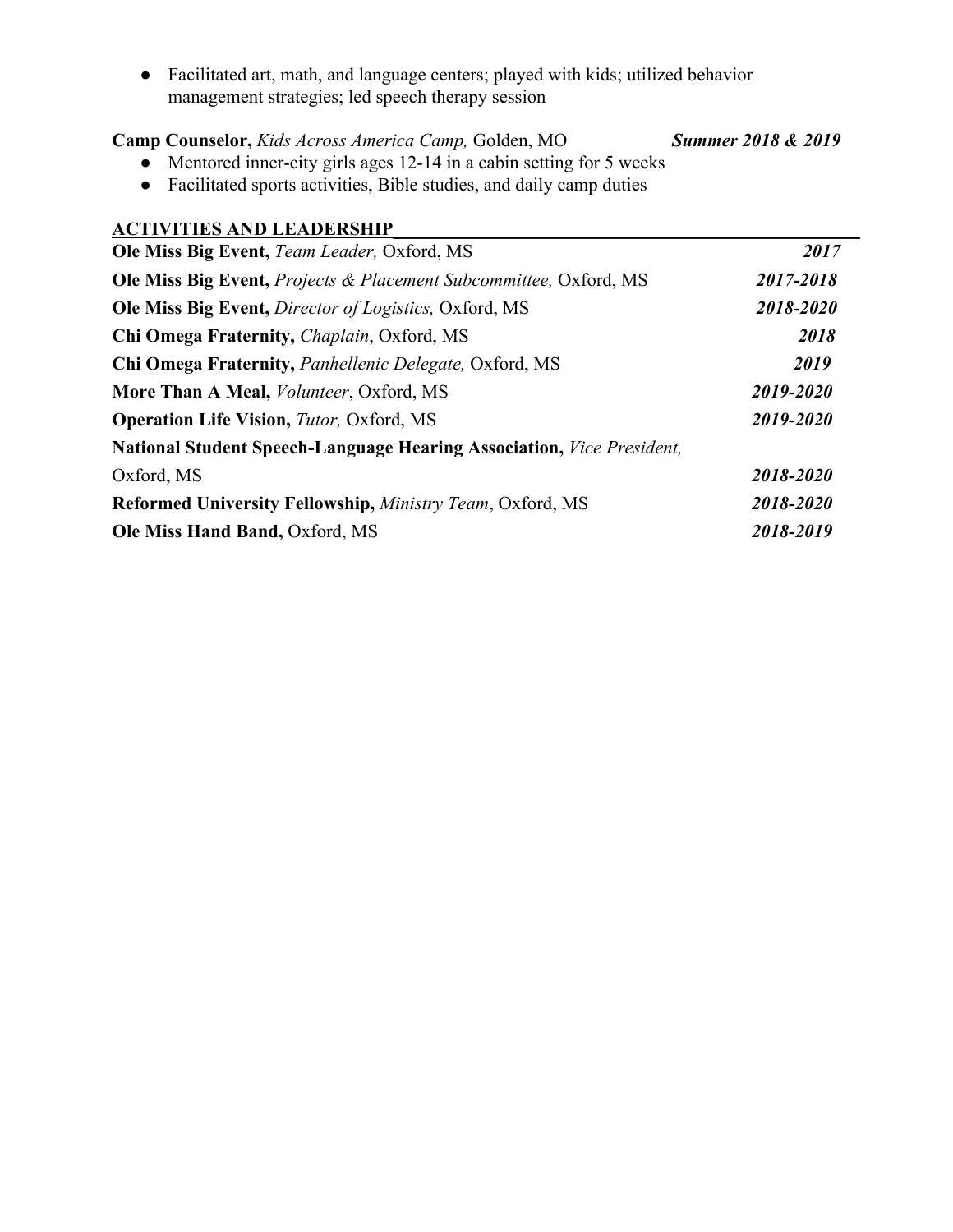- Facilitated art, math, and language centers; played with kids; utilized behavior management strategies; led speech therapy session

**Camp Counselor,** *Kids Across America Camp,* Golden, MO ***Summer 2018 & 2019***

- Mentored inner-city girls ages 12-14 in a cabin setting for 5 weeks
- Facilitated sports activities, Bible studies, and daily camp duties

## ACTIVITIES AND LEADERSHIP

**Ole Miss Big Event,** *Team Leader,* Oxford, MS ***2017***

**Ole Miss Big Event,** *Projects & Placement Subcommittee,* Oxford, MS ***2017-2018***

**Ole Miss Big Event,** *Director of Logistics,* Oxford, MS ***2018-2020***

**Chi Omega Fraternity,** *Chaplain*, Oxford, MS ***2018***

**Chi Omega Fraternity,** *Panhellenic Delegate,* Oxford, MS ***2019***

**More Than A Meal,** *Volunteer*, Oxford, MS ***2019-2020***

**Operation Life Vision,** *Tutor,* Oxford, MS ***2019-2020***

**National Student Speech-Language Hearing Association,** *Vice President,* Oxford, MS ***2018-2020***

**Reformed University Fellowship,** *Ministry Team*, Oxford, MS ***2018-2020***

**Ole Miss Hand Band,** Oxford, MS ***2018-2019***